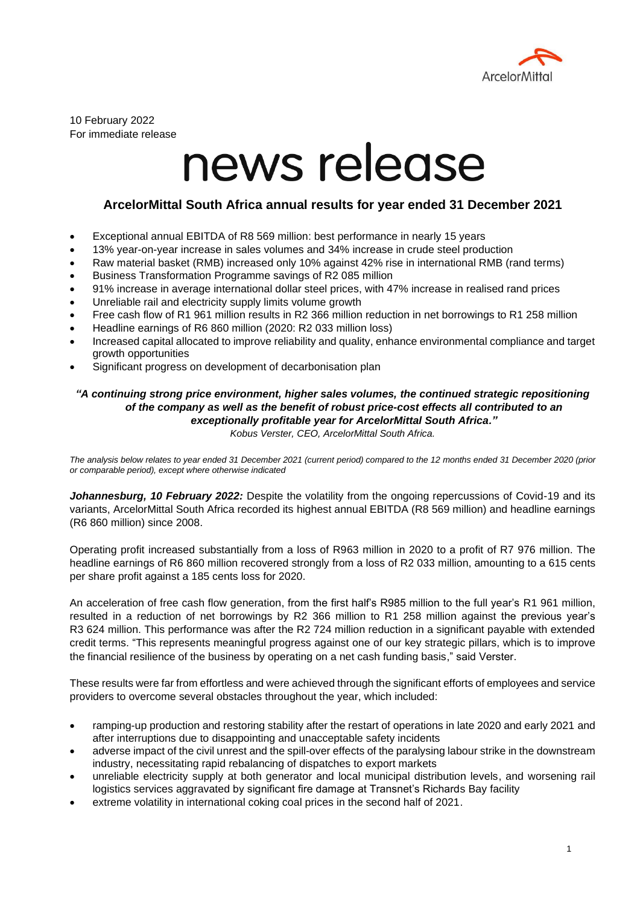10 February 2022
For immediate release

# news release

## ArcelorMittal South Africa annual results for year ended 31 December 2021

- Exceptional annual EBITDA of R8 569 million: best performance in nearly 15 years
- 13% year-on-year increase in sales volumes and 34% increase in crude steel production
- Raw material basket (RMB) increased only 10% against 42% rise in international RMB (rand terms)
- Business Transformation Programme savings of R2 085 million
- 91% increase in average international dollar steel prices, with 47% increase in realised rand prices
- Unreliable rail and electricity supply limits volume growth
- Free cash flow of R1 961 million results in R2 366 million reduction in net borrowings to R1 258 million
- Headline earnings of R6 860 million (2020: R2 033 million loss)
- Increased capital allocated to improve reliability and quality, enhance environmental compliance and target growth opportunities
- Significant progress on development of decarbonisation plan

***"A continuing strong price environment, higher sales volumes, the continued strategic repositioning of the company as well as the benefit of robust price-cost effects all contributed to an exceptionally profitable year for ArcelorMittal South Africa."***

*Kobus Verster, CEO, ArcelorMittal South Africa.*

*The analysis below relates to year ended 31 December 2021 (current period) compared to the 12 months ended 31 December 2020 (prior or comparable period), except where otherwise indicated*

***Johannesburg, 10 February 2022:*** Despite the volatility from the ongoing repercussions of Covid-19 and its variants, ArcelorMittal South Africa recorded its highest annual EBITDA (R8 569 million) and headline earnings (R6 860 million) since 2008.

Operating profit increased substantially from a loss of R963 million in 2020 to a profit of R7 976 million. The headline earnings of R6 860 million recovered strongly from a loss of R2 033 million, amounting to a 615 cents per share profit against a 185 cents loss for 2020.

An acceleration of free cash flow generation, from the first half's R985 million to the full year's R1 961 million, resulted in a reduction of net borrowings by R2 366 million to R1 258 million against the previous year's R3 624 million. This performance was after the R2 724 million reduction in a significant payable with extended credit terms. "This represents meaningful progress against one of our key strategic pillars, which is to improve the financial resilience of the business by operating on a net cash funding basis," said Verster.

These results were far from effortless and were achieved through the significant efforts of employees and service providers to overcome several obstacles throughout the year, which included:

- ramping-up production and restoring stability after the restart of operations in late 2020 and early 2021 and after interruptions due to disappointing and unacceptable safety incidents
- adverse impact of the civil unrest and the spill-over effects of the paralysing labour strike in the downstream industry, necessitating rapid rebalancing of dispatches to export markets
- unreliable electricity supply at both generator and local municipal distribution levels, and worsening rail logistics services aggravated by significant fire damage at Transnet's Richards Bay facility
- extreme volatility in international coking coal prices in the second half of 2021.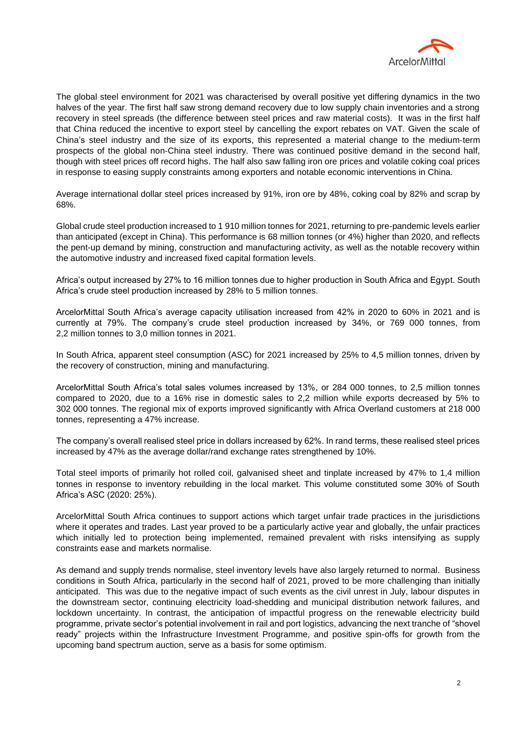The global steel environment for 2021 was characterised by overall positive yet differing dynamics in the two halves of the year. The first half saw strong demand recovery due to low supply chain inventories and a strong recovery in steel spreads (the difference between steel prices and raw material costs). It was in the first half that China reduced the incentive to export steel by cancelling the export rebates on VAT. Given the scale of China's steel industry and the size of its exports, this represented a material change to the medium-term prospects of the global non-China steel industry. There was continued positive demand in the second half, though with steel prices off record highs. The half also saw falling iron ore prices and volatile coking coal prices in response to easing supply constraints among exporters and notable economic interventions in China.

Average international dollar steel prices increased by 91%, iron ore by 48%, coking coal by 82% and scrap by 68%.

Global crude steel production increased to 1 910 million tonnes for 2021, returning to pre-pandemic levels earlier than anticipated (except in China). This performance is 68 million tonnes (or 4%) higher than 2020, and reflects the pent-up demand by mining, construction and manufacturing activity, as well as the notable recovery within the automotive industry and increased fixed capital formation levels.

Africa's output increased by 27% to 16 million tonnes due to higher production in South Africa and Egypt. South Africa's crude steel production increased by 28% to 5 million tonnes.

ArcelorMittal South Africa's average capacity utilisation increased from 42% in 2020 to 60% in 2021 and is currently at 79%. The company's crude steel production increased by 34%, or 769 000 tonnes, from 2,2 million tonnes to 3,0 million tonnes in 2021.

In South Africa, apparent steel consumption (ASC) for 2021 increased by 25% to 4,5 million tonnes, driven by the recovery of construction, mining and manufacturing.

ArcelorMittal South Africa's total sales volumes increased by 13%, or 284 000 tonnes, to 2,5 million tonnes compared to 2020, due to a 16% rise in domestic sales to 2,2 million while exports decreased by 5% to 302 000 tonnes. The regional mix of exports improved significantly with Africa Overland customers at 218 000 tonnes, representing a 47% increase.

The company's overall realised steel price in dollars increased by 62%. In rand terms, these realised steel prices increased by 47% as the average dollar/rand exchange rates strengthened by 10%.

Total steel imports of primarily hot rolled coil, galvanised sheet and tinplate increased by 47% to 1,4 million tonnes in response to inventory rebuilding in the local market. This volume constituted some 30% of South Africa's ASC (2020: 25%).

ArcelorMittal South Africa continues to support actions which target unfair trade practices in the jurisdictions where it operates and trades. Last year proved to be a particularly active year and globally, the unfair practices which initially led to protection being implemented, remained prevalent with risks intensifying as supply constraints ease and markets normalise.

As demand and supply trends normalise, steel inventory levels have also largely returned to normal. Business conditions in South Africa, particularly in the second half of 2021, proved to be more challenging than initially anticipated. This was due to the negative impact of such events as the civil unrest in July, labour disputes in the downstream sector, continuing electricity load-shedding and municipal distribution network failures, and lockdown uncertainty. In contrast, the anticipation of impactful progress on the renewable electricity build programme, private sector's potential involvement in rail and port logistics, advancing the next tranche of "shovel ready" projects within the Infrastructure Investment Programme, and positive spin-offs for growth from the upcoming band spectrum auction, serve as a basis for some optimism.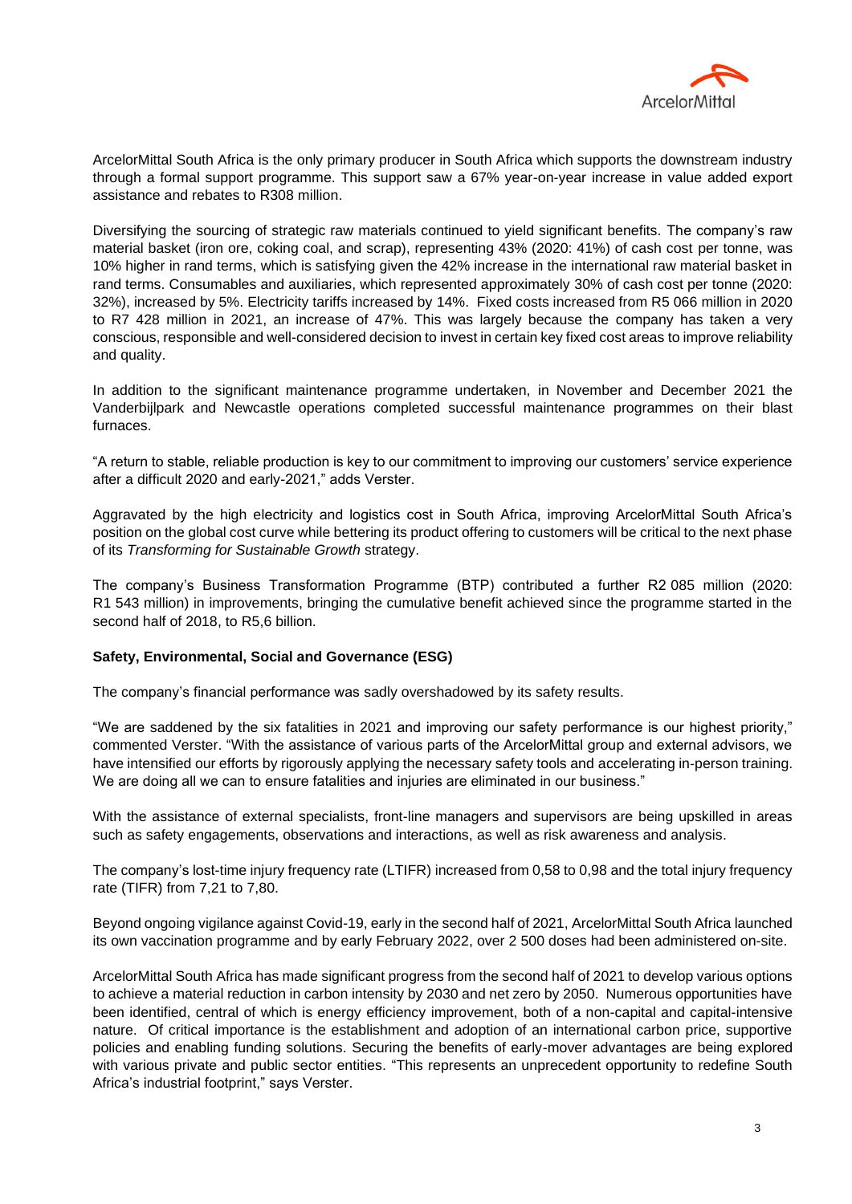ArcelorMittal South Africa is the only primary producer in South Africa which supports the downstream industry through a formal support programme. This support saw a 67% year-on-year increase in value added export assistance and rebates to R308 million.

Diversifying the sourcing of strategic raw materials continued to yield significant benefits. The company's raw material basket (iron ore, coking coal, and scrap), representing 43% (2020: 41%) of cash cost per tonne, was 10% higher in rand terms, which is satisfying given the 42% increase in the international raw material basket in rand terms. Consumables and auxiliaries, which represented approximately 30% of cash cost per tonne (2020: 32%), increased by 5%. Electricity tariffs increased by 14%. Fixed costs increased from R5 066 million in 2020 to R7 428 million in 2021, an increase of 47%. This was largely because the company has taken a very conscious, responsible and well-considered decision to invest in certain key fixed cost areas to improve reliability and quality.

In addition to the significant maintenance programme undertaken, in November and December 2021 the Vanderbijlpark and Newcastle operations completed successful maintenance programmes on their blast furnaces.

"A return to stable, reliable production is key to our commitment to improving our customers' service experience after a difficult 2020 and early-2021," adds Verster.

Aggravated by the high electricity and logistics cost in South Africa, improving ArcelorMittal South Africa's position on the global cost curve while bettering its product offering to customers will be critical to the next phase of its *Transforming for Sustainable Growth* strategy.

The company's Business Transformation Programme (BTP) contributed a further R2 085 million (2020: R1 543 million) in improvements, bringing the cumulative benefit achieved since the programme started in the second half of 2018, to R5,6 billion.

**Safety, Environmental, Social and Governance (ESG)**

The company's financial performance was sadly overshadowed by its safety results.

"We are saddened by the six fatalities in 2021 and improving our safety performance is our highest priority," commented Verster. "With the assistance of various parts of the ArcelorMittal group and external advisors, we have intensified our efforts by rigorously applying the necessary safety tools and accelerating in-person training. We are doing all we can to ensure fatalities and injuries are eliminated in our business."

With the assistance of external specialists, front-line managers and supervisors are being upskilled in areas such as safety engagements, observations and interactions, as well as risk awareness and analysis.

The company's lost-time injury frequency rate (LTIFR) increased from 0,58 to 0,98 and the total injury frequency rate (TIFR) from 7,21 to 7,80.

Beyond ongoing vigilance against Covid-19, early in the second half of 2021, ArcelorMittal South Africa launched its own vaccination programme and by early February 2022, over 2 500 doses had been administered on-site.

ArcelorMittal South Africa has made significant progress from the second half of 2021 to develop various options to achieve a material reduction in carbon intensity by 2030 and net zero by 2050. Numerous opportunities have been identified, central of which is energy efficiency improvement, both of a non-capital and capital-intensive nature. Of critical importance is the establishment and adoption of an international carbon price, supportive policies and enabling funding solutions. Securing the benefits of early-mover advantages are being explored with various private and public sector entities. "This represents an unprecedent opportunity to redefine South Africa's industrial footprint," says Verster.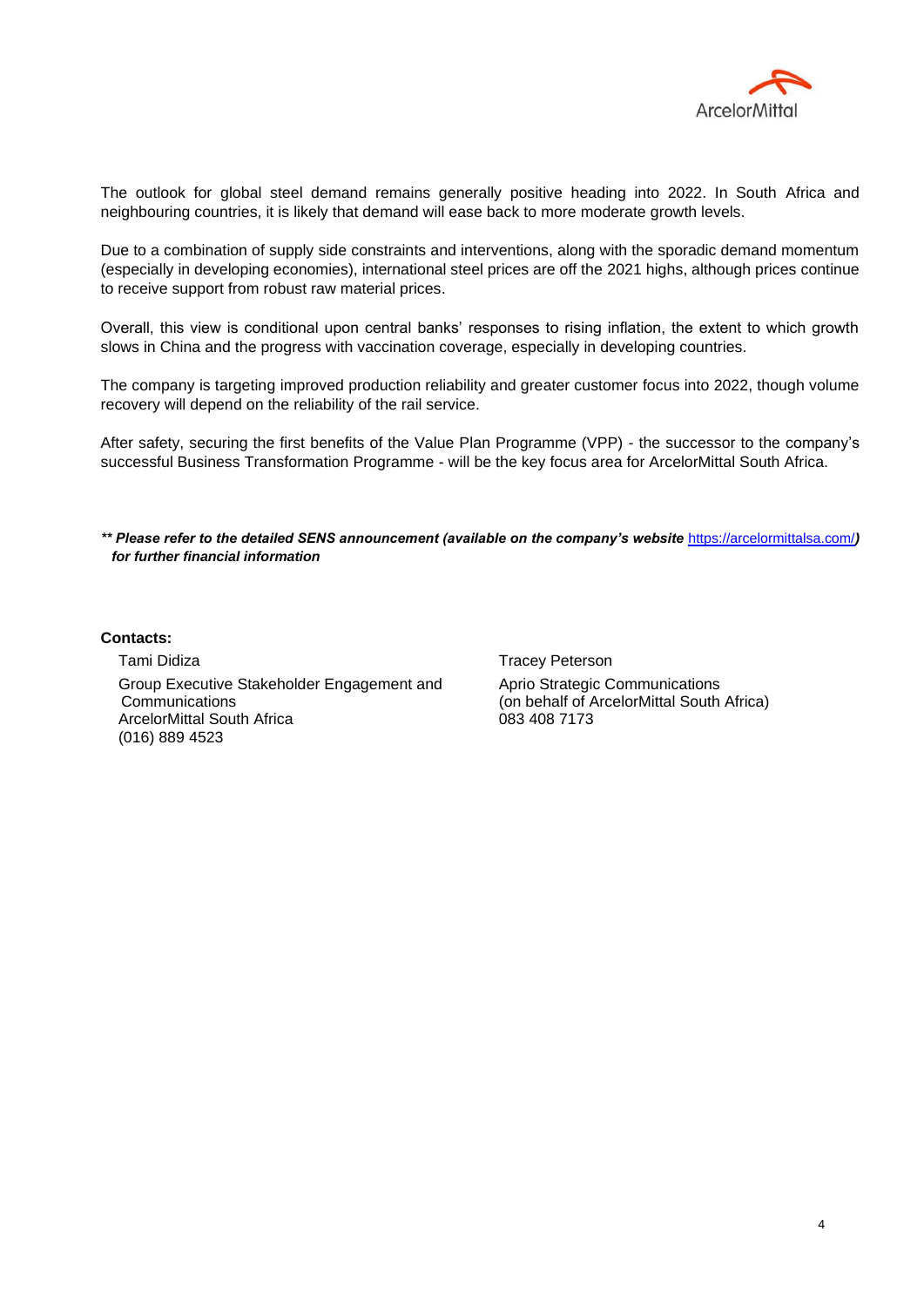The outlook for global steel demand remains generally positive heading into 2022. In South Africa and neighbouring countries, it is likely that demand will ease back to more moderate growth levels.

Due to a combination of supply side constraints and interventions, along with the sporadic demand momentum (especially in developing economies), international steel prices are off the 2021 highs, although prices continue to receive support from robust raw material prices.

Overall, this view is conditional upon central banks' responses to rising inflation, the extent to which growth slows in China and the progress with vaccination coverage, especially in developing countries.

The company is targeting improved production reliability and greater customer focus into 2022, though volume recovery will depend on the reliability of the rail service.

After safety, securing the first benefits of the Value Plan Programme (VPP) - the successor to the company's successful Business Transformation Programme - will be the key focus area for ArcelorMittal South Africa.

***\*\* Please refer to the detailed SENS announcement (available on the company's website* https://arcelormittalsa.com/*) for further financial information***

**Contacts:**

Tami Didiza
Group Executive Stakeholder Engagement and Communications
ArcelorMittal South Africa
(016) 889 4523

Tracey Peterson
Aprio Strategic Communications
(on behalf of ArcelorMittal South Africa)
083 408 7173